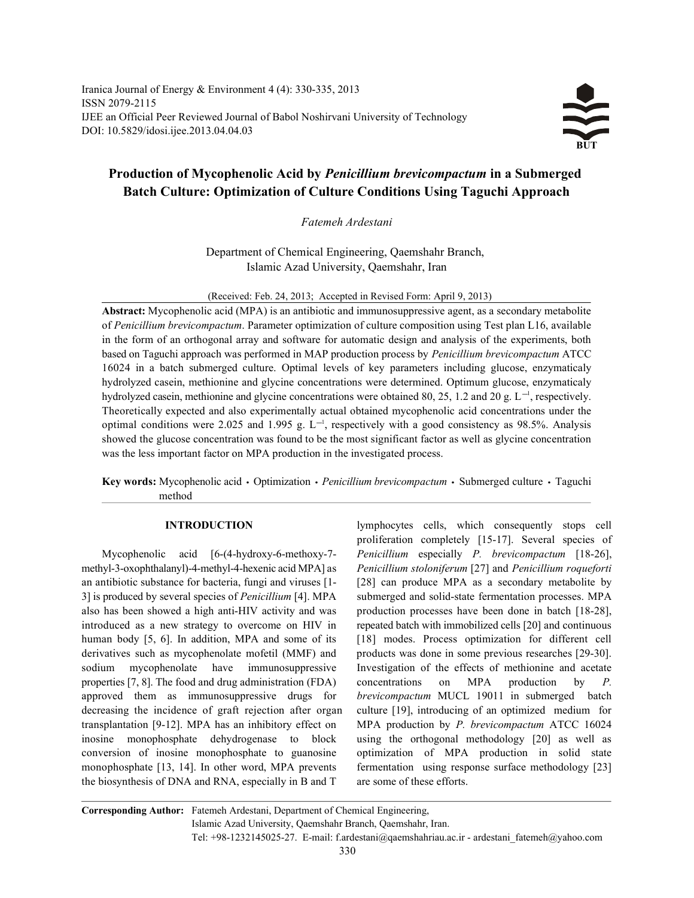# Production of Mycophenolic Acid by *Penicillium brevicompactum* in a Submerged Batch Culture: Optimization of Culture Conditions Using Taguchi Approach

*Fatemeh Ardestani*

Department of Chemical Engineering, Qaemshahr Branch, Islamic Azad University, Qaemshahr, Iran

(Received: Feb. 24, 2013; Accepted in Revised Form: April 9, 2013)

**Abstract:** Mycophenolic acid (MPA) is an antibiotic and immunosuppressive agent, as a secondary metabolite of *Penicillium brevicompactum*. Parameter optimization of culture composition using Test plan L16, available in the form of an orthogonal array and software for automatic design and analysis of the experiments, both based on Taguchi approach was performed in MAP production process by *Penicillium brevicompactum* ATCC 16024 in a batch submerged culture. Optimal levels of key parameters including glucose, enzymaticaly hydrolyzed casein, methionine and glycine concentrations were determined. Optimum glucose, enzymaticaly hydrolyzed casein, methionine and glycine concentrations were obtained 80, 25, 1.2 and 20 g. $L^{-1}$, respectively. Theoretically expected and also experimentally actual obtained mycophenolic acid concentrations under the optimal conditions were 2.025 and 1.995 g. $L^{-1}$, respectively with a good consistency as 98.5%. Analysis showed the glucose concentration was found to be the most significant factor as well as glycine concentration was the less important factor on MPA production in the investigated process.

**Key words:** Mycophenolic acid • Optimization • *Penicillium brevicompactum* • Submerged culture • Taguchi method

## INTRODUCTION

Mycophenolic acid [6-(4-hydroxy-6-methoxy-7-methyl-3-oxophthalanyl)-4-methyl-4-hexenic acid MPA] as an antibiotic substance for bacteria, fungi and viruses [1-3] is produced by several species of *Penicillium* [4]. MPA also has been showed a high anti-HIV activity and was introduced as a new strategy to overcome on HIV in human body [5, 6]. In addition, MPA and some of its derivatives such as mycophenolate mofetil (MMF) and sodium mycophenolate have immunosuppressive properties [7, 8]. The food and drug administration (FDA) approved them as immunosuppressive drugs for decreasing the incidence of graft rejection after organ transplantation [9-12]. MPA has an inhibitory effect on inosine monophosphate dehydrogenase to block conversion of inosine monophosphate to guanosine monophosphate [13, 14]. In other word, MPA prevents the biosynthesis of DNA and RNA, especially in B and T lymphocytes cells, which consequently stops cell proliferation completely [15-17]. Several species of *Penicillium* especially *P. brevicompactum* [18-26], *Penicillium stoloniferum* [27] and *Penicillium roqueforti* [28] can produce MPA as a secondary metabolite by submerged and solid-state fermentation processes. MPA production processes have been done in batch [18-28], repeated batch with immobilized cells [20] and continuous [18] modes. Process optimization for different cell products was done in some previous researches [29-30]. Investigation of the effects of methionine and acetate concentrations on MPA production by *P. brevicompactum* MUCL 19011 in submerged batch culture [19], introducing of an optimized medium for MPA production by *P. brevicompactum* ATCC 16024 using the orthogonal methodology [20] as well as optimization of MPA production in solid state fermentation using response surface methodology [23] are some of these efforts.

**Corresponding Author:** Fatemeh Ardestani, Department of Chemical Engineering, Islamic Azad University, Qaemshahr Branch, Qaemshahr, Iran. Tel: +98-1232145025-27. E-mail: f.ardestani@qaemshahriau.ac.ir - ardestani_fatemeh@yahoo.com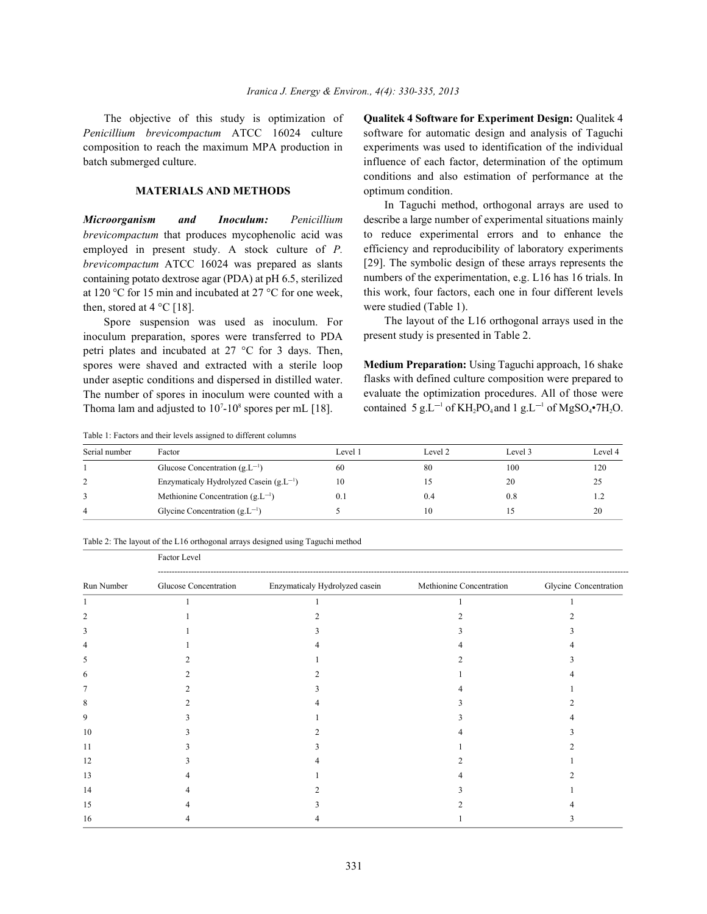The objective of this study is optimization of *Penicillium brevicompactum* ATCC 16024 culture composition to reach the maximum MPA production in batch submerged culture.

## MATERIALS AND METHODS

***Microorganism and Inoculum:*** *Penicillium brevicompactum* that produces mycophenolic acid was employed in present study. A stock culture of *P. brevicompactum* ATCC 16024 was prepared as slants containing potato dextrose agar (PDA) at pH 6.5, sterilized at 120 °C for 15 min and incubated at 27 °C for one week, then, stored at 4 °C [18].

Spore suspension was used as inoculum. For inoculum preparation, spores were transferred to PDA petri plates and incubated at 27 °C for 3 days. Then, spores were shaved and extracted with a sterile loop under aseptic conditions and dispersed in distilled water. The number of spores in inoculum were counted with a Thoma lam and adjusted to $10^7$-$10^8$ spores per mL [18].

**Qualitek 4 Software for Experiment Design:** Qualitek 4 software for automatic design and analysis of Taguchi experiments was used to identification of the individual influence of each factor, determination of the optimum conditions and also estimation of performance at the optimum condition.

In Taguchi method, orthogonal arrays are used to describe a large number of experimental situations mainly to reduce experimental errors and to enhance the efficiency and reproducibility of laboratory experiments [29]. The symbolic design of these arrays represents the numbers of the experimentation, e.g. L16 has 16 trials. In this work, four factors, each one in four different levels were studied (Table 1).

The layout of the L16 orthogonal arrays used in the present study is presented in Table 2.

**Medium Preparation:** Using Taguchi approach, 16 shake flasks with defined culture composition were prepared to evaluate the optimization procedures. All of those were contained 5 $g.L^{-1}$ of $KH_2PO_4$ and 1 $g.L^{-1}$ of $MgSO_4 \cdot 7H_2O$.

Table 1: Factors and their levels assigned to different columns

| Serial number | Factor | Level 1 | Level 2 | Level 3 | Level 4 |
|---|---|---|---|---|---|
| 1 | Glucose Concentration ($g.L^{-1}$) | 60 | 80 | 100 | 120 |
| 2 | Enzymaticaly Hydrolyzed Casein ($g.L^{-1}$) | 10 | 15 | 20 | 25 |
| 3 | Methionine Concentration ($g.L^{-1}$) | 0.1 | 0.4 | 0.8 | 1.2 |
| 4 | Glycine Concentration ($g.L^{-1}$) | 5 | 10 | 15 | 20 |

Table 2: The layout of the L16 orthogonal arrays designed using Taguchi method

| | Factor Level | | | |
|---|---|---|---|---|
| Run Number | Glucose Concentration | Enzymaticaly Hydrolyzed casein | Methionine Concentration | Glycine Concentration |
| 1 | 1 | 1 | 1 | 1 |
| 2 | 1 | 2 | 2 | 2 |
| 3 | 1 | 3 | 3 | 3 |
| 4 | 1 | 4 | 4 | 4 |
| 5 | 2 | 1 | 2 | 3 |
| 6 | 2 | 2 | 1 | 4 |
| 7 | 2 | 3 | 4 | 1 |
| 8 | 2 | 4 | 3 | 2 |
| 9 | 3 | 1 | 3 | 4 |
| 10 | 3 | 2 | 4 | 3 |
| 11 | 3 | 3 | 1 | 2 |
| 12 | 3 | 4 | 2 | 1 |
| 13 | 4 | 1 | 4 | 2 |
| 14 | 4 | 2 | 3 | 1 |
| 15 | 4 | 3 | 2 | 4 |
| 16 | 4 | 4 | 1 | 3 |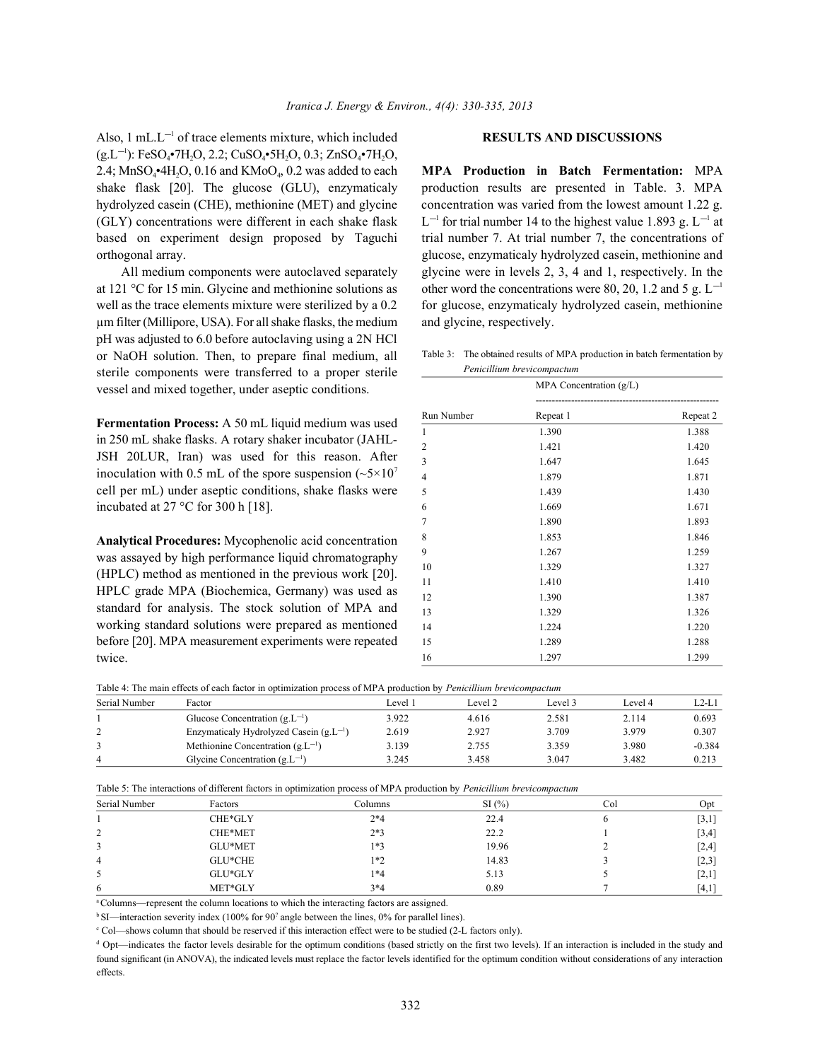Also, 1 mL.L$^{-1}$ of trace elements mixture, which included (g.L$^{-1}$): $FeSO_4 \cdot 7H_2O$, 2.2; $CuSO_4 \cdot 5H_2O$, 0.3; $ZnSO_4 \cdot 7H_2O$, 2.4; $MnSO_4 \cdot 4H_2O$, 0.16 and $KMoO_4$, 0.2 was added to each shake flask [20]. The glucose (GLU), enzymaticaly hydrolyzed casein (CHE), methionine (MET) and glycine (GLY) concentrations were different in each shake flask based on experiment design proposed by Taguchi orthogonal array.

All medium components were autoclaved separately at 121 °C for 15 min. Glycine and methionine solutions as well as the trace elements mixture were sterilized by a 0.2 μm filter (Millipore, USA). For all shake flasks, the medium pH was adjusted to 6.0 before autoclaving using a 2N HCl or NaOH solution. Then, to prepare final medium, all sterile components were transferred to a proper sterile vessel and mixed together, under aseptic conditions.

**Fermentation Process:** A 50 mL liquid medium was used in 250 mL shake flasks. A rotary shaker incubator (JAHL-JSH 20LUR, Iran) was used for this reason. After inoculation with 0.5 mL of the spore suspension (~$5\times10^7$ cell per mL) under aseptic conditions, shake flasks were incubated at 27 °C for 300 h [18].

**Analytical Procedures:** Mycophenolic acid concentration was assayed by high performance liquid chromatography (HPLC) method as mentioned in the previous work [20]. HPLC grade MPA (Biochemica, Germany) was used as standard for analysis. The stock solution of MPA and working standard solutions were prepared as mentioned before [20]. MPA measurement experiments were repeated twice.

## RESULTS AND DISCUSSIONS

**MPA Production in Batch Fermentation:** MPA production results are presented in Table. 3. MPA concentration was varied from the lowest amount 1.22 g. L$^{-1}$ for trial number 14 to the highest value 1.893 g. L$^{-1}$ at trial number 7. At trial number 7, the concentrations of glucose, enzymaticaly hydrolyzed casein, methionine and glycine were in levels 2, 3, 4 and 1, respectively. In the other word the concentrations were 80, 20, 1.2 and 5 g. L$^{-1}$ for glucose, enzymaticaly hydrolyzed casein, methionine and glycine, respectively.

Table 3: The obtained results of MPA production in batch fermentation by *Penicillium brevicompactum*

| Run Number | MPA Concentration (g/L) | |
|---|---|---|
| | Repeat 1 | Repeat 2 |
| 1 | 1.390 | 1.388 |
| 2 | 1.421 | 1.420 |
| 3 | 1.647 | 1.645 |
| 4 | 1.879 | 1.871 |
| 5 | 1.439 | 1.430 |
| 6 | 1.669 | 1.671 |
| 7 | 1.890 | 1.893 |
| 8 | 1.853 | 1.846 |
| 9 | 1.267 | 1.259 |
| 10 | 1.329 | 1.327 |
| 11 | 1.410 | 1.410 |
| 12 | 1.390 | 1.387 |
| 13 | 1.329 | 1.326 |
| 14 | 1.224 | 1.220 |
| 15 | 1.289 | 1.288 |
| 16 | 1.297 | 1.299 |

Table 4: The main effects of each factor in optimization process of MPA production by *Penicillium brevicompactum*

| Serial Number | Factor | Level 1 | Level 2 | Level 3 | Level 4 | L2-L1 |
|---|---|---|---|---|---|---|
| 1 | Glucose Concentration (g.L$^{-1}$) | 3.922 | 4.616 | 2.581 | 2.114 | 0.693 |
| 2 | Enzymaticaly Hydrolyzed Casein (g.L$^{-1}$) | 2.619 | 2.927 | 3.709 | 3.979 | 0.307 |
| 3 | Methionine Concentration (g.L$^{-1}$) | 3.139 | 2.755 | 3.359 | 3.980 | -0.384 |
| 4 | Glycine Concentration (g.L$^{-1}$) | 3.245 | 3.458 | 3.047 | 3.482 | 0.213 |

Table 5: The interactions of different factors in optimization process of MPA production by *Penicillium brevicompactum*

| Serial Number | Factors | Columns | SI (%) | Col | Opt |
|---|---|---|---|---|---|
| 1 | CHE*GLY | 2*4 | 22.4 | 6 | [3,1] |
| 2 | CHE*MET | 2*3 | 22.2 | 1 | [3,4] |
| 3 | GLU*MET | 1*3 | 19.96 | 2 | [2,4] |
| 4 | GLU*CHE | 1*2 | 14.83 | 3 | [2,3] |
| 5 | GLU*GLY | 1*4 | 5.13 | 5 | [2,1] |
| 6 | MET*GLY | 3*4 | 0.89 | 7 | [4,1] |

[a] Columns—represent the column locations to which the interacting factors are assigned.

[b] SI—interaction severity index (100% for 90° angle between the lines, 0% for parallel lines).

[c] Col—shows column that should be reserved if this interaction effect were to be studied (2-L factors only).

[d] Opt—indicates the factor levels desirable for the optimum conditions (based strictly on the first two levels). If an interaction is included in the study and found significant (in ANOVA), the indicated levels must replace the factor levels identified for the optimum condition without considerations of any interaction effects.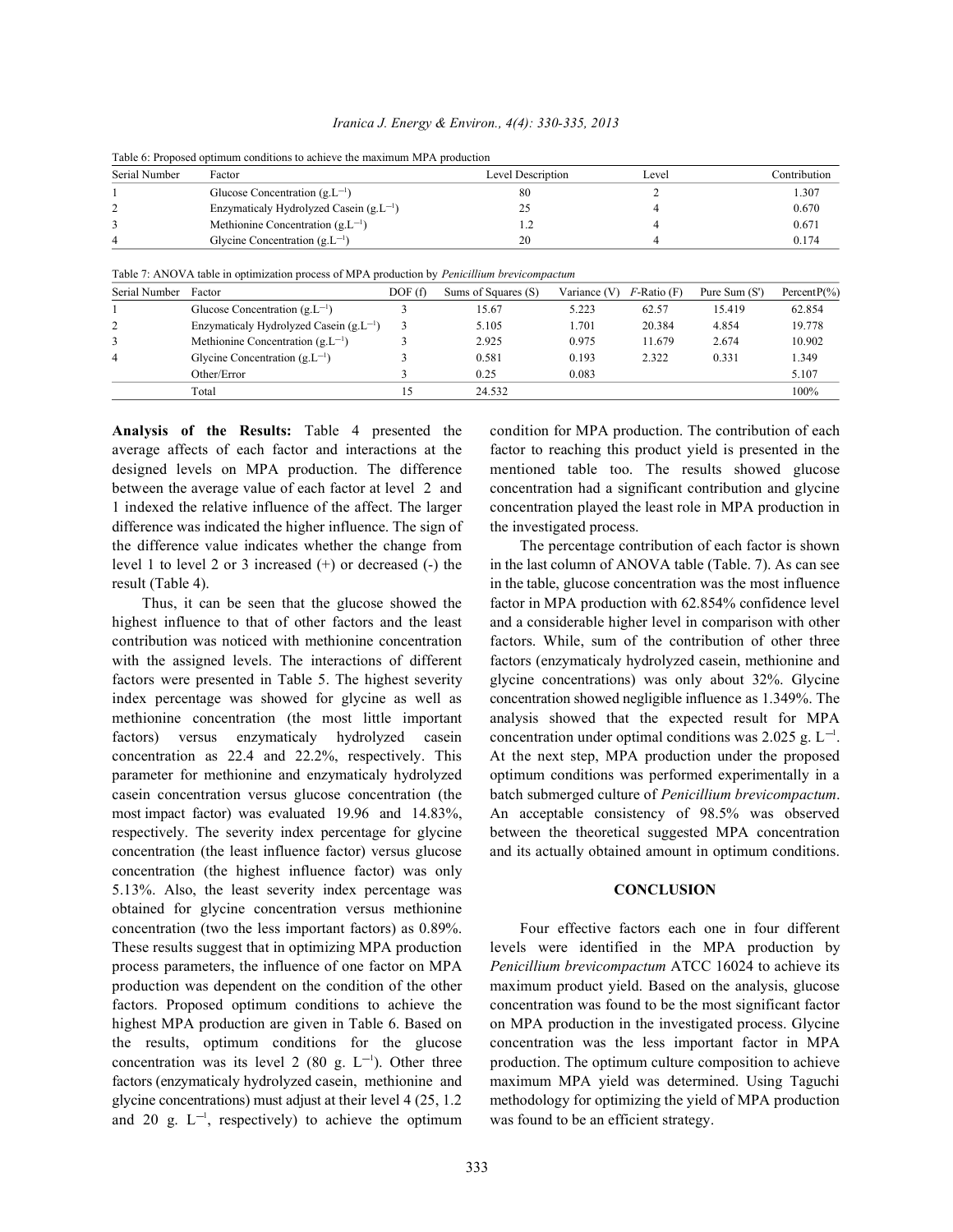Table 6: Proposed optimum conditions to achieve the maximum MPA production

| Serial Number | Factor | Level Description | Level | Contribution |
|---|---|---|---|---|
| 1 | Glucose Concentration ($g.L^{-1}$) | 80 | 2 | 1.307 |
| 2 | Enzymaticaly Hydrolyzed Casein ($g.L^{-1}$) | 25 | 4 | 0.670 |
| 3 | Methionine Concentration ($g.L^{-1}$) | 1.2 | 4 | 0.671 |
| 4 | Glycine Concentration ($g.L^{-1}$) | 20 | 4 | 0.174 |

Table 7: ANOVA table in optimization process of MPA production by *Penicillium brevicompactum*

| Serial Number | Factor | DOF (f) | Sums of Squares (S) | Variance (V) | *F*-Ratio (F) | Pure Sum (S') | PercentP(%) |
|---|---|---|---|---|---|---|---|
| 1 | Glucose Concentration ($g.L^{-1}$) | 3 | 15.67 | 5.223 | 62.57 | 15.419 | 62.854 |
| 2 | Enzymaticaly Hydrolyzed Casein ($g.L^{-1}$) | 3 | 5.105 | 1.701 | 20.384 | 4.854 | 19.778 |
| 3 | Methionine Concentration ($g.L^{-1}$) | 3 | 2.925 | 0.975 | 11.679 | 2.674 | 10.902 |
| 4 | Glycine Concentration ($g.L^{-1}$) | 3 | 0.581 | 0.193 | 2.322 | 0.331 | 1.349 |
| | Other/Error | 3 | 0.25 | 0.083 | | | 5.107 |
| | Total | 15 | 24.532 | | | | 100% |

**Analysis of the Results:** Table 4 presented the average affects of each factor and interactions at the designed levels on MPA production. The difference between the average value of each factor at level 2 and 1 indexed the relative influence of the affect. The larger difference was indicated the higher influence. The sign of the difference value indicates whether the change from level 1 to level 2 or 3 increased (+) or decreased (-) the result (Table 4).

Thus, it can be seen that the glucose showed the highest influence to that of other factors and the least contribution was noticed with methionine concentration with the assigned levels. The interactions of different factors were presented in Table 5. The highest severity index percentage was showed for glycine as well as methionine concentration (the most little important factors) versus enzymaticaly hydrolyzed casein concentration as 22.4 and 22.2%, respectively. This parameter for methionine and enzymaticaly hydrolyzed casein concentration versus glucose concentration (the most impact factor) was evaluated 19.96 and 14.83%, respectively. The severity index percentage for glycine concentration (the least influence factor) versus glucose concentration (the highest influence factor) was only 5.13%. Also, the least severity index percentage was obtained for glycine concentration versus methionine concentration (two the less important factors) as 0.89%. These results suggest that in optimizing MPA production process parameters, the influence of one factor on MPA production was dependent on the condition of the other factors. Proposed optimum conditions to achieve the highest MPA production are given in Table 6. Based on the results, optimum conditions for the glucose concentration was its level 2 (80 $g.\ L^{-1}$). Other three factors (enzymaticaly hydrolyzed casein, methionine and glycine concentrations) must adjust at their level 4 (25, 1.2 and 20 $g.\ L^{-1}$, respectively) to achieve the optimum condition for MPA production. The contribution of each factor to reaching this product yield is presented in the mentioned table too. The results showed glucose concentration had a significant contribution and glycine concentration played the least role in MPA production in the investigated process.

The percentage contribution of each factor is shown in the last column of ANOVA table (Table. 7). As can see in the table, glucose concentration was the most influence factor in MPA production with 62.854% confidence level and a considerable higher level in comparison with other factors. While, sum of the contribution of other three factors (enzymaticaly hydrolyzed casein, methionine and glycine concentrations) was only about 32%. Glycine concentration showed negligible influence as 1.349%. The analysis showed that the expected result for MPA concentration under optimal conditions was 2.025 $g.\ L^{-1}$. At the next step, MPA production under the proposed optimum conditions was performed experimentally in a batch submerged culture of *Penicillium brevicompactum*. An acceptable consistency of 98.5% was observed between the theoretical suggested MPA concentration and its actually obtained amount in optimum conditions.

## CONCLUSION

Four effective factors each one in four different levels were identified in the MPA production by *Penicillium brevicompactum* ATCC 16024 to achieve its maximum product yield. Based on the analysis, glucose concentration was found to be the most significant factor on MPA production in the investigated process. Glycine concentration was the less important factor in MPA production. The optimum culture composition to achieve maximum MPA yield was determined. Using Taguchi methodology for optimizing the yield of MPA production was found to be an efficient strategy.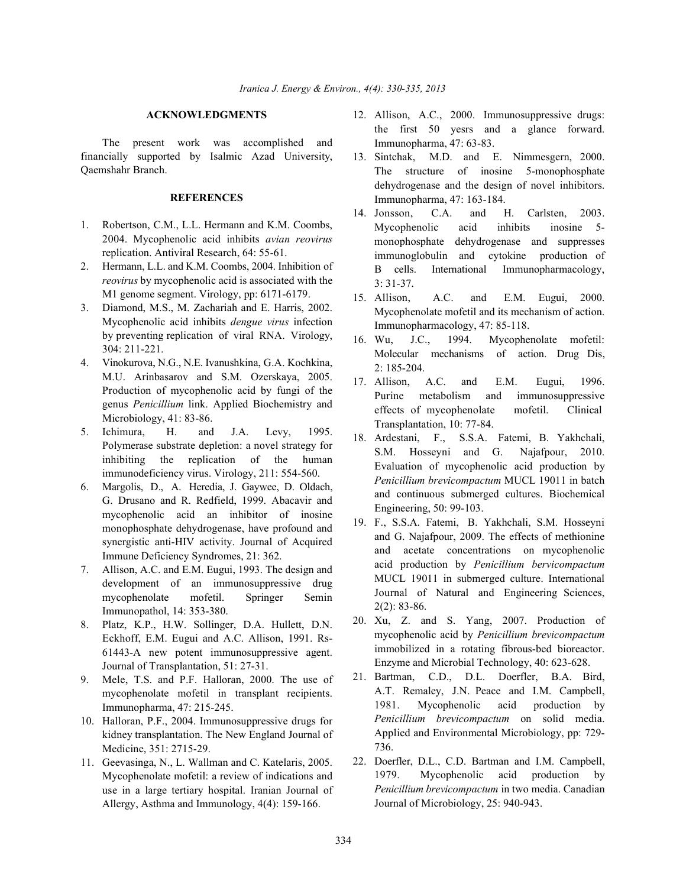## ACKNOWLEDGMENTS

The present work was accomplished and financially supported by Isalmic Azad University, Qaemshahr Branch.

## REFERENCES

1. Robertson, C.M., L.L. Hermann and K.M. Coombs, 2004. Mycophenolic acid inhibits *avian reovirus* replication. Antiviral Research, 64: 55-61.
2. Hermann, L.L. and K.M. Coombs, 2004. Inhibition of *reovirus* by mycophenolic acid is associated with the M1 genome segment. Virology, pp: 6171-6179.
3. Diamond, M.S., M. Zachariah and E. Harris, 2002. Mycophenolic acid inhibits *dengue virus* infection by preventing replication of viral RNA. Virology, 304: 211-221.
4. Vinokurova, N.G., N.E. Ivanushkina, G.A. Kochkina, M.U. Arinbasarov and S.M. Ozerskaya, 2005. Production of mycophenolic acid by fungi of the genus *Penicillium* link. Applied Biochemistry and Microbiology, 41: 83-86.
5. Ichimura, H. and J.A. Levy, 1995. Polymerase substrate depletion: a novel strategy for inhibiting the replication of the human immunodeficiency virus. Virology, 211: 554-560.
6. Margolis, D., A. Heredia, J. Gaywee, D. Oldach, G. Drusano and R. Redfield, 1999. Abacavir and mycophenolic acid an inhibitor of inosine monophosphate dehydrogenase, have profound and synergistic anti-HIV activity. Journal of Acquired Immune Deficiency Syndromes, 21: 362.
7. Allison, A.C. and E.M. Eugui, 1993. The design and development of an immunosuppressive drug mycophenolate mofetil. Springer Semin Immunopathol, 14: 353-380.
8. Platz, K.P., H.W. Sollinger, D.A. Hullett, D.N. Eckhoff, E.M. Eugui and A.C. Allison, 1991. Rs-61443-A new potent immunosuppressive agent. Journal of Transplantation, 51: 27-31.
9. Mele, T.S. and P.F. Halloran, 2000. The use of mycophenolate mofetil in transplant recipients. Immunopharma, 47: 215-245.
10. Halloran, P.F., 2004. Immunosuppressive drugs for kidney transplantation. The New England Journal of Medicine, 351: 2715-29.
11. Geevasinga, N., L. Wallman and C. Katelaris, 2005. Mycophenolate mofetil: a review of indications and use in a large tertiary hospital. Iranian Journal of Allergy, Asthma and Immunology, 4(4): 159-166.
12. Allison, A.C., 2000. Immunosuppressive drugs: the first 50 yesrs and a glance forward. Immunopharma, 47: 63-83.
13. Sintchak, M.D. and E. Nimmesgern, 2000. The structure of inosine 5-monophosphate dehydrogenase and the design of novel inhibitors. Immunopharma, 47: 163-184.
14. Jonsson, C.A. and H. Carlsten, 2003. Mycophenolic acid inhibits inosine 5-monophosphate dehydrogenase and suppresses immunoglobulin and cytokine production of B cells. International Immunopharmacology, 3: 31-37.
15. Allison, A.C. and E.M. Eugui, 2000. Mycophenolate mofetil and its mechanism of action. Immunopharmacology, 47: 85-118.
16. Wu, J.C., 1994. Mycophenolate mofetil: Molecular mechanisms of action. Drug Dis, 2: 185-204.
17. Allison, A.C. and E.M. Eugui, 1996. Purine metabolism and immunosuppressive effects of mycophenolate mofetil. Clinical Transplantation, 10: 77-84.
18. Ardestani, F., S.S.A. Fatemi, B. Yakhchali, S.M. Hosseyni and G. Najafpour, 2010. Evaluation of mycophenolic acid production by *Penicillium brevicompactum* MUCL 19011 in batch and continuous submerged cultures. Biochemical Engineering, 50: 99-103.
19. F., S.S.A. Fatemi, B. Yakhchali, S.M. Hosseyni and G. Najafpour, 2009. The effects of methionine and acetate concentrations on mycophenolic acid production by *Penicillium bervicompactum* MUCL 19011 in submerged culture. International Journal of Natural and Engineering Sciences, 2(2): 83-86.
20. Xu, Z. and S. Yang, 2007. Production of mycophenolic acid by *Penicillium brevicompactum* immobilized in a rotating fibrous-bed bioreactor. Enzyme and Microbial Technology, 40: 623-628.
21. Bartman, C.D., D.L. Doerfler, B.A. Bird, A.T. Remaley, J.N. Peace and I.M. Campbell, 1981. Mycophenolic acid production by *Penicillium brevicompactum* on solid media. Applied and Environmental Microbiology, pp: 729-736.
22. Doerfler, D.L., C.D. Bartman and I.M. Campbell, 1979. Mycophenolic acid production by *Penicillium brevicompactum* in two media. Canadian Journal of Microbiology, 25: 940-943.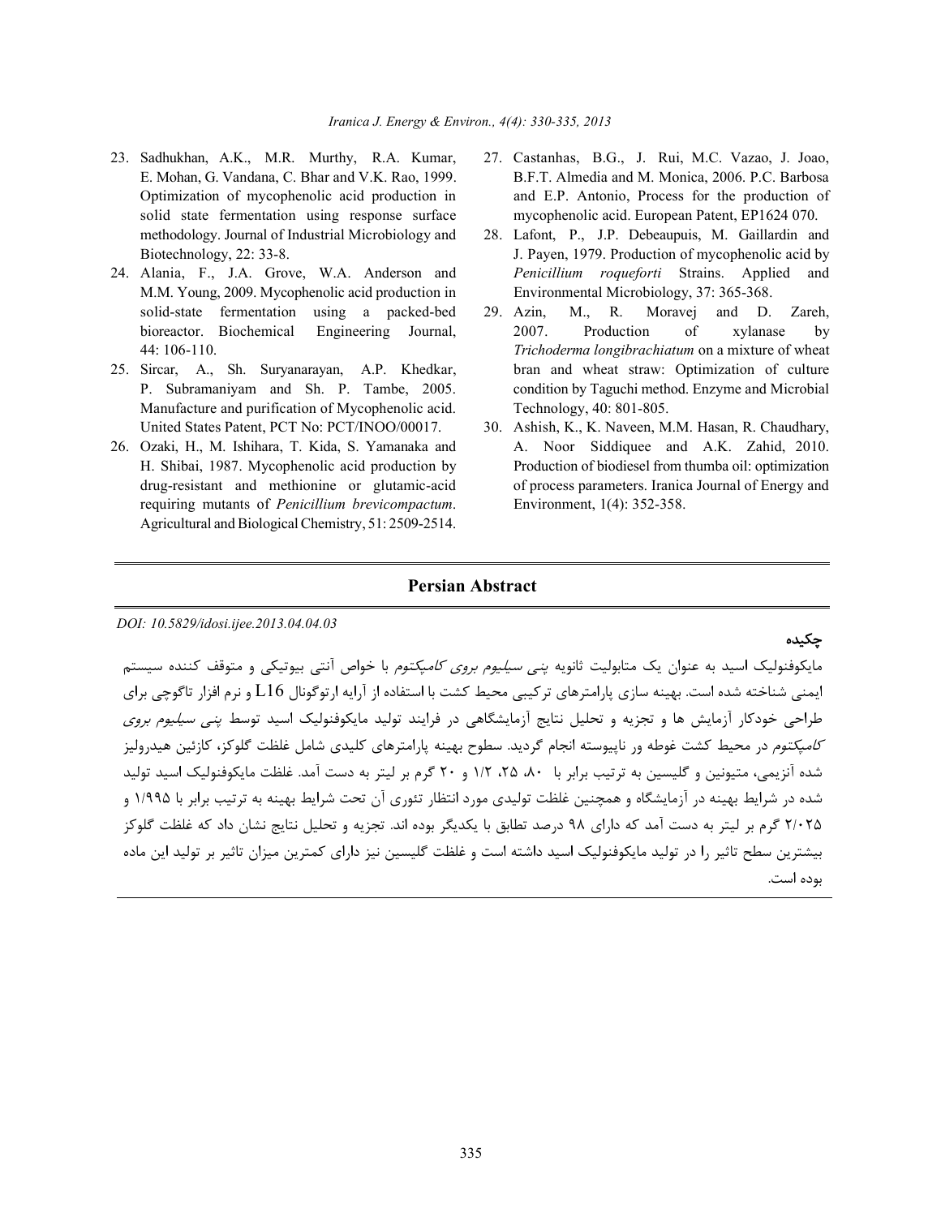23. Sadhukhan, A.K., M.R. Murthy, R.A. Kumar, E. Mohan, G. Vandana, C. Bhar and V.K. Rao, 1999. Optimization of mycophenolic acid production in solid state fermentation using response surface methodology. Journal of Industrial Microbiology and Biotechnology, 22: 33-8.
24. Alania, F., J.A. Grove, W.A. Anderson and M.M. Young, 2009. Mycophenolic acid production in solid-state fermentation using a packed-bed bioreactor. Biochemical Engineering Journal, 44: 106-110.
25. Sircar, A., Sh. Suryanarayan, A.P. Khedkar, P. Subramaniyam and Sh. P. Tambe, 2005. Manufacture and purification of Mycophenolic acid. United States Patent, PCT No: PCT/INOO/00017.
26. Ozaki, H., M. Ishihara, T. Kida, S. Yamanaka and H. Shibai, 1987. Mycophenolic acid production by drug-resistant and methionine or glutamic-acid requiring mutants of *Penicillium brevicompactum*. Agricultural and Biological Chemistry, 51: 2509-2514.
27. Castanhas, B.G., J. Rui, M.C. Vazao, J. Joao, B.F.T. Almedia and M. Monica, 2006. P.C. Barbosa and E.P. Antonio, Process for the production of mycophenolic acid. European Patent, EP1624 070.
28. Lafont, P., J.P. Debeaupuis, M. Gaillardin and J. Payen, 1979. Production of mycophenolic acid by *Penicillium roqueforti* Strains. Applied and Environmental Microbiology, 37: 365-368.
29. Azin, M., R. Moravej and D. Zareh, 2007. Production of xylanase by *Trichoderma longibrachiatum* on a mixture of wheat bran and wheat straw: Optimization of culture condition by Taguchi method. Enzyme and Microbial Technology, 40: 801-805.
30. Ashish, K., K. Naveen, M.M. Hasan, R. Chaudhary, A. Noor Siddiquee and A.K. Zahid, 2010. Production of biodiesel from thumba oil: optimization of process parameters. Iranica Journal of Energy and Environment, 1(4): 352-358.

## Persian Abstract

*DOI: 10.5829/idosi.ijee.2013.04.04.03*

**چکیده**

مایکوفنولیک اسید به عنوان یک متابولیت ثانویه *پنی سیلیوم بروی کامپکتوم* با خواص آنتی بیوتیکی و متوقف کننده سیستم ایمنی شناخته شده است. بهینه سازی پارامترهای ترکیبی محیط کشت با استفاده از آرایه ارتوگونال L16 و نرم افزار تاگوچی برای طراحی خودکار آزمایش ها و تجزیه و تحلیل نتایج آزمایشگاهی در فرایند تولید مایکوفنولیک اسید توسط *پنی سیلیوم بروی کامپکتوم* در محیط کشت غوطه ور ناپیوسته انجام گردید. سطوح بهینه پارامترهای کلیدی شامل غلظت گلوکز، کازئین هیدرولیز شده آنزیمی، متیونین و گلیسین به ترتیب برابر با ۸۰، ۲۵، ۱/۲ و ۲۰ گرم بر لیتر به دست آمد. غلظت مایکوفنولیک اسید تولید شده در شرایط بهینه در آزمایشگاه و همچنین غلظت تولیدی مورد انتظار تئوری آن تحت شرایط بهینه به ترتیب برابر با ۱/۹۹۵ و ۲/۰۲۵ گرم بر لیتر به دست آمد که دارای ۹۸ درصد تطابق با یکدیگر بوده اند. تجزیه و تحلیل نتایج نشان داد که غلظت گلوکز بیشترین سطح تاثیر را در تولید مایکوفنولیک اسید داشته است و غلظت گلیسین نیز دارای کمترین میزان تاثیر بر تولید این ماده بوده است.